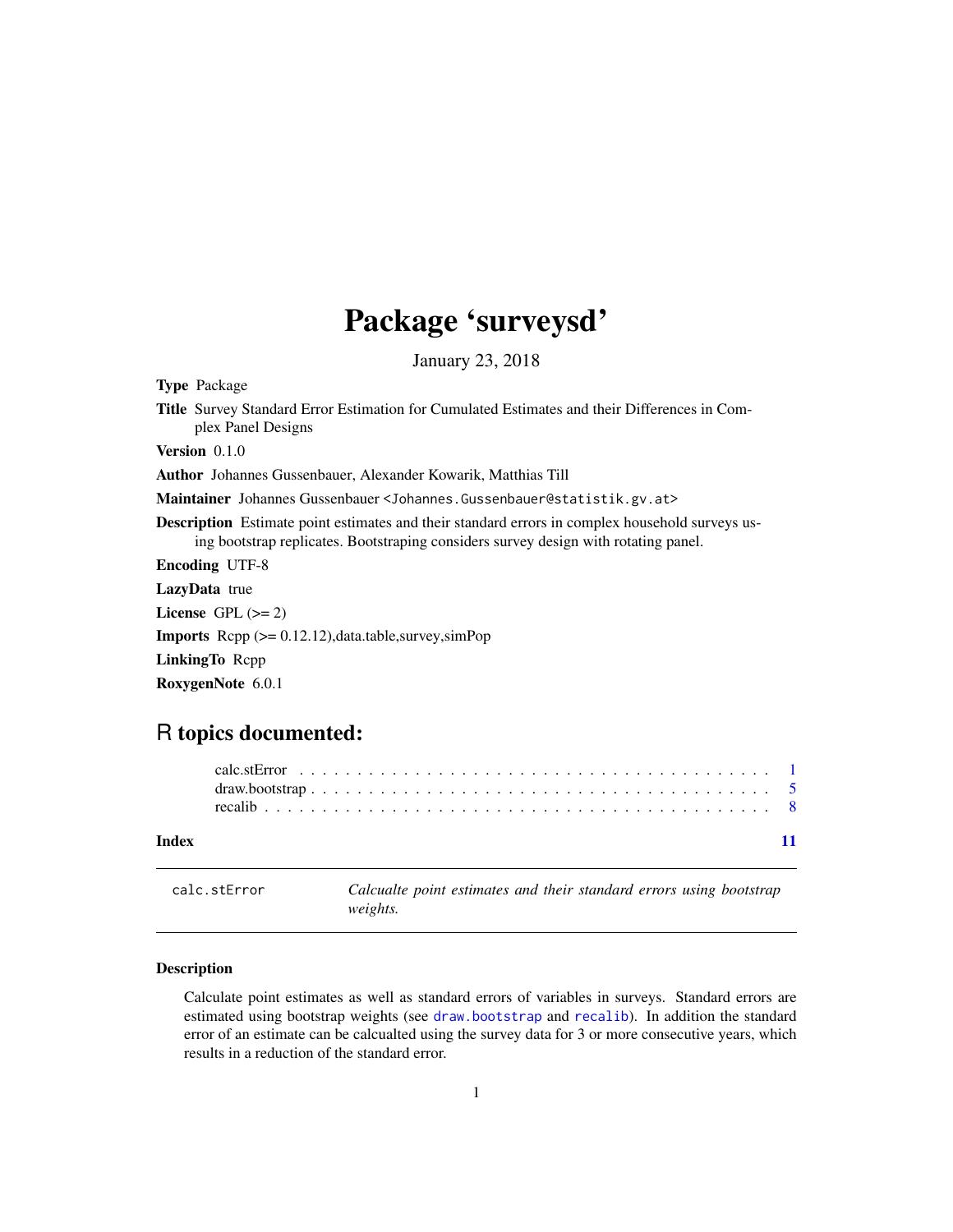# Package 'surveysd'

January 23, 2018

**Type** Package

**Title** Survey Standard Error Estimation for Cumulated Estimates and their Differences in Complex Panel Designs

**Version** 0.1.0

**Author** Johannes Gussenbauer, Alexander Kowarik, Matthias Till

**Maintainer** Johannes Gussenbauer <Johannes.Gussenbauer@statistik.gv.at>

**Description** Estimate point estimates and their standard errors in complex household surveys using bootstrap replicates. Bootstraping considers survey design with rotating panel.

**Encoding** UTF-8

**LazyData** true

**License** GPL (>= 2)

**Imports** Rcpp (>= 0.12.12),data.table,survey,simPop

**LinkingTo** Rcpp

**RoxygenNote** 6.0.1

## R topics documented:

calc.stError . . . . . . . . . . . . . . . . . . . . . . . . . . . . . . . . . . . . . . . . . 1
draw.bootstrap . . . . . . . . . . . . . . . . . . . . . . . . . . . . . . . . . . . . . . . 5
recalib . . . . . . . . . . . . . . . . . . . . . . . . . . . . . . . . . . . . . . . . . . . . 8

**Index** 11

---

`calc.stError` *Calcualte point estimates and their standard errors using bootstrap weights.*

---

### Description

Calculate point estimates as well as standard errors of variables in surveys. Standard errors are estimated using bootstrap weights (see `draw.bootstrap` and `recalib`). In addition the standard error of an estimate can be calcualted using the survey data for 3 or more consecutive years, which results in a reduction of the standard error.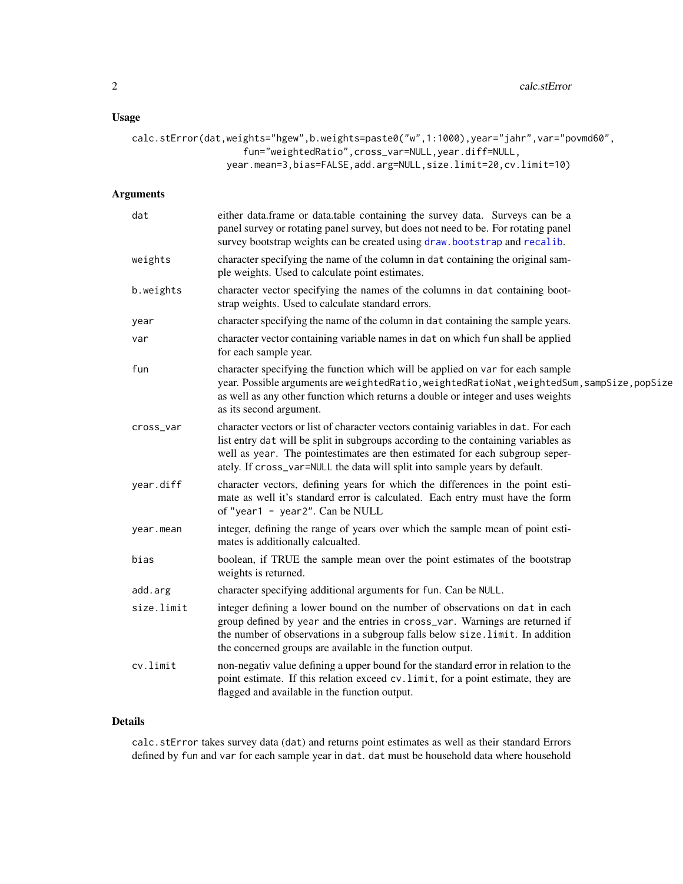## Usage

```
calc.stError(dat,weights="hgew",b.weights=paste0("w",1:1000),year="jahr",var="povmd60",
                  fun="weightedRatio",cross_var=NULL,year.diff=NULL,
                year.mean=3,bias=FALSE,add.arg=NULL,size.limit=20,cv.limit=10)
```

## Arguments

| | |
|---|---|
| dat | either data.frame or data.table containing the survey data. Surveys can be a panel survey or rotating panel survey, but does not need to be. For rotating panel survey bootstrap weights can be created using draw.bootstrap and recalib. |
| weights | character specifying the name of the column in dat containing the original sample weights. Used to calculate point estimates. |
| b.weights | character vector specifying the names of the columns in dat containing bootstrap weights. Used to calculate standard errors. |
| year | character specifying the name of the column in dat containing the sample years. |
| var | character vector containing variable names in dat on which fun shall be applied for each sample year. |
| fun | character specifying the function which will be applied on var for each sample year. Possible arguments are weightedRatio,weightedRatioNat,weightedSum,sampSize,popSize as well as any other function which returns a double or integer and uses weights as its second argument. |
| cross_var | character vectors or list of character vectors containig variables in dat. For each list entry dat will be split in subgroups according to the containing variables as well as year. The pointestimates are then estimated for each subgroup seperately. If cross_var=NULL the data will split into sample years by default. |
| year.diff | character vectors, defining years for which the differences in the point estimate as well it's standard error is calculated. Each entry must have the form of "year1 - year2". Can be NULL |
| year.mean | integer, defining the range of years over which the sample mean of point estimates is additionally calcualted. |
| bias | boolean, if TRUE the sample mean over the point estimates of the bootstrap weights is returned. |
| add.arg | character specifying additional arguments for fun. Can be NULL. |
| size.limit | integer defining a lower bound on the number of observations on dat in each group defined by year and the entries in cross_var. Warnings are returned if the number of observations in a subgroup falls below size.limit. In addition the concerned groups are available in the function output. |
| cv.limit | non-negativ value defining a upper bound for the standard error in relation to the point estimate. If this relation exceed cv.limit, for a point estimate, they are flagged and available in the function output. |

## Details

calc.stError takes survey data (dat) and returns point estimates as well as their standard Errors defined by fun and var for each sample year in dat. dat must be household data where household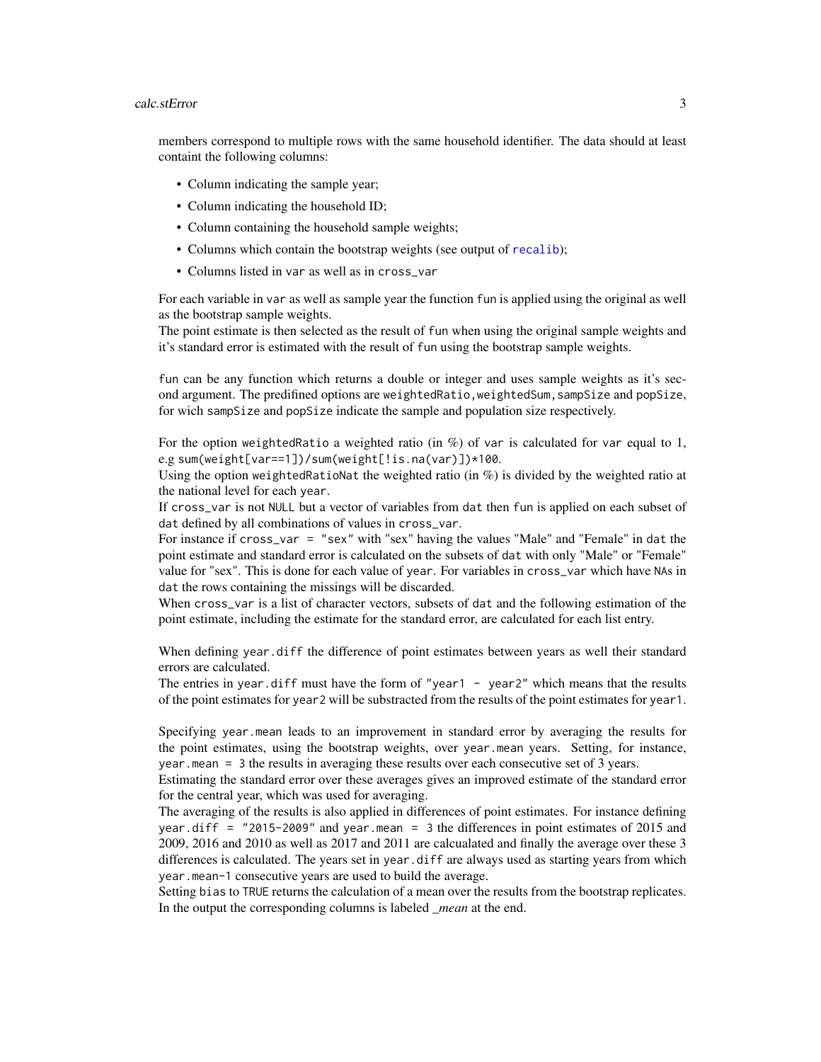members correspond to multiple rows with the same household identifier. The data should at least containt the following columns:

- Column indicating the sample year;
- Column indicating the household ID;
- Column containing the household sample weights;
- Columns which contain the bootstrap weights (see output of `recalib`);
- Columns listed in `var` as well as in `cross_var`

For each variable in `var` as well as sample year the function `fun` is applied using the original as well as the bootstrap sample weights.
The point estimate is then selected as the result of `fun` when using the original sample weights and it's standard error is estimated with the result of `fun` using the bootstrap sample weights.

`fun` can be any function which returns a double or integer and uses sample weights as it's second argument. The predifined options are `weightedRatio`, `weightedSum`, `sampSize` and `popSize`, for wich `sampSize` and `popSize` indicate the sample and population size respectively.

For the option `weightedRatio` a weighted ratio (in %) of `var` is calculated for `var` equal to 1, e.g `sum(weight[var==1])/sum(weight[!is.na(var)])*100`.
Using the option `weightedRatioNat` the weighted ratio (in %) is divided by the weighted ratio at the national level for each `year`.
If `cross_var` is not `NULL` but a vector of variables from `dat` then `fun` is applied on each subset of `dat` defined by all combinations of values in `cross_var`.
For instance if `cross_var = "sex"` with "sex" having the values "Male" and "Female" in `dat` the point estimate and standard error is calculated on the subsets of `dat` with only "Male" or "Female" value for "sex". This is done for each value of `year`. For variables in `cross_var` which have `NA`s in `dat` the rows containing the missings will be discarded.
When `cross_var` is a list of character vectors, subsets of `dat` and the following estimation of the point estimate, including the estimate for the standard error, are calculated for each list entry.

When defining `year.diff` the difference of point estimates between years as well their standard errors are calculated.
The entries in `year.diff` must have the form of `"year1 - year2"` which means that the results of the point estimates for `year2` will be substracted from the results of the point estimates for `year1`.

Specifying `year.mean` leads to an improvement in standard error by averaging the results for the point estimates, using the bootstrap weights, over `year.mean` years. Setting, for instance, `year.mean = 3` the results in averaging these results over each consecutive set of 3 years.
Estimating the standard error over these averages gives an improved estimate of the standard error for the central year, which was used for averaging.
The averaging of the results is also applied in differences of point estimates. For instance defining `year.diff = "2015-2009"` and `year.mean = 3` the differences in point estimates of 2015 and 2009, 2016 and 2010 as well as 2017 and 2011 are calcualated and finally the average over these 3 differences is calculated. The years set in `year.diff` are always used as starting years from which `year.mean-1` consecutive years are used to build the average.
Setting `bias` to `TRUE` returns the calculation of a mean over the results from the bootstrap replicates. In the output the corresponding columns is labeled *_mean* at the end.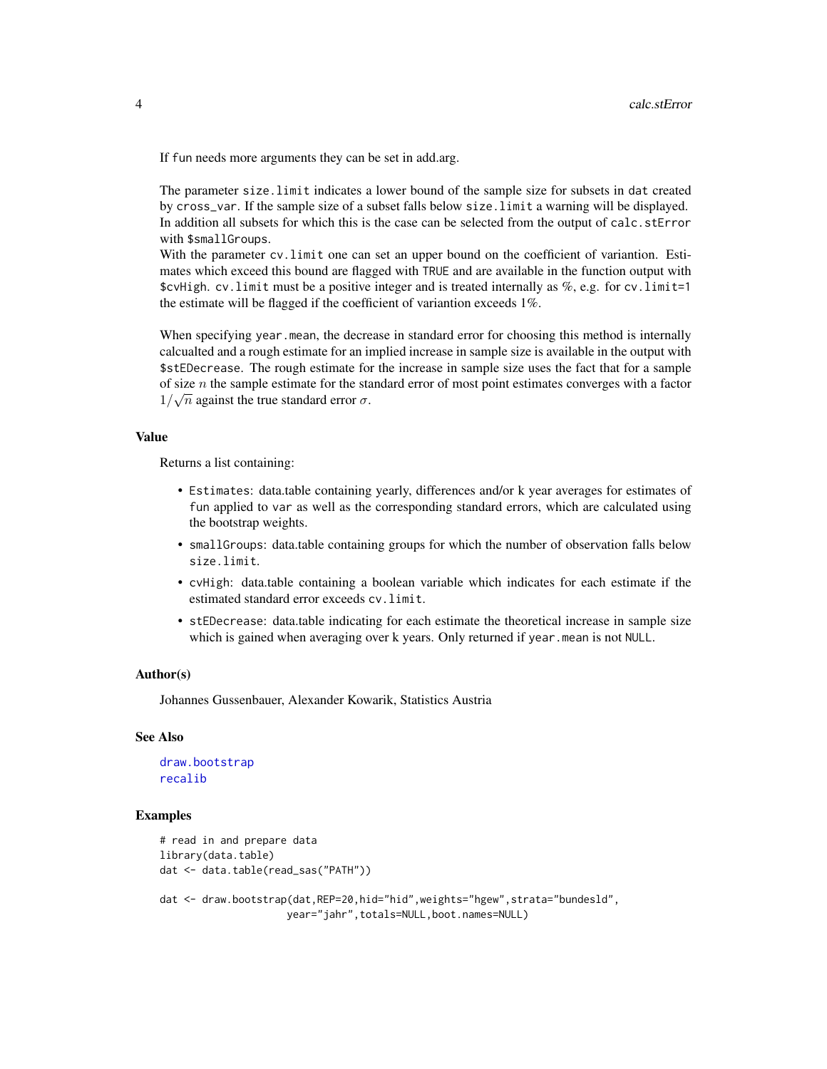If fun needs more arguments they can be set in add.arg.

The parameter `size.limit` indicates a lower bound of the sample size for subsets in `dat` created by `cross_var`. If the sample size of a subset falls below `size.limit` a warning will be displayed. In addition all subsets for which this is the case can be selected from the output of `calc.stError` with `$smallGroups`.
With the parameter `cv.limit` one can set an upper bound on the coefficient of variantion. Estimates which exceed this bound are flagged with `TRUE` and are available in the function output with `$cvHigh`. `cv.limit` must be a positive integer and is treated internally as %, e.g. for `cv.limit=1` the estimate will be flagged if the coefficient of variantion exceeds 1%.

When specifying `year.mean`, the decrease in standard error for choosing this method is internally calcualted and a rough estimate for an implied increase in sample size is available in the output with `$stEDecrease`. The rough estimate for the increase in sample size uses the fact that for a sample of size $n$ the sample estimate for the standard error of most point estimates converges with a factor $1/\sqrt{n}$ against the true standard error $\sigma$.

### Value

Returns a list containing:

- `Estimates`: data.table containing yearly, differences and/or k year averages for estimates of `fun` applied to `var` as well as the corresponding standard errors, which are calculated using the bootstrap weights.
- `smallGroups`: data.table containing groups for which the number of observation falls below `size.limit`.
- `cvHigh`: data.table containing a boolean variable which indicates for each estimate if the estimated standard error exceeds `cv.limit`.
- `stEDecrease`: data.table indicating for each estimate the theoretical increase in sample size which is gained when averaging over k years. Only returned if `year.mean` is not `NULL`.

### Author(s)

Johannes Gussenbauer, Alexander Kowarik, Statistics Austria

### See Also

`draw.bootstrap`
`recalib`

### Examples

```
# read in and prepare data
library(data.table)
dat <- data.table(read_sas("PATH"))

dat <- draw.bootstrap(dat,REP=20,hid="hid",weights="hgew",strata="bundesld",
                      year="jahr",totals=NULL,boot.names=NULL)
```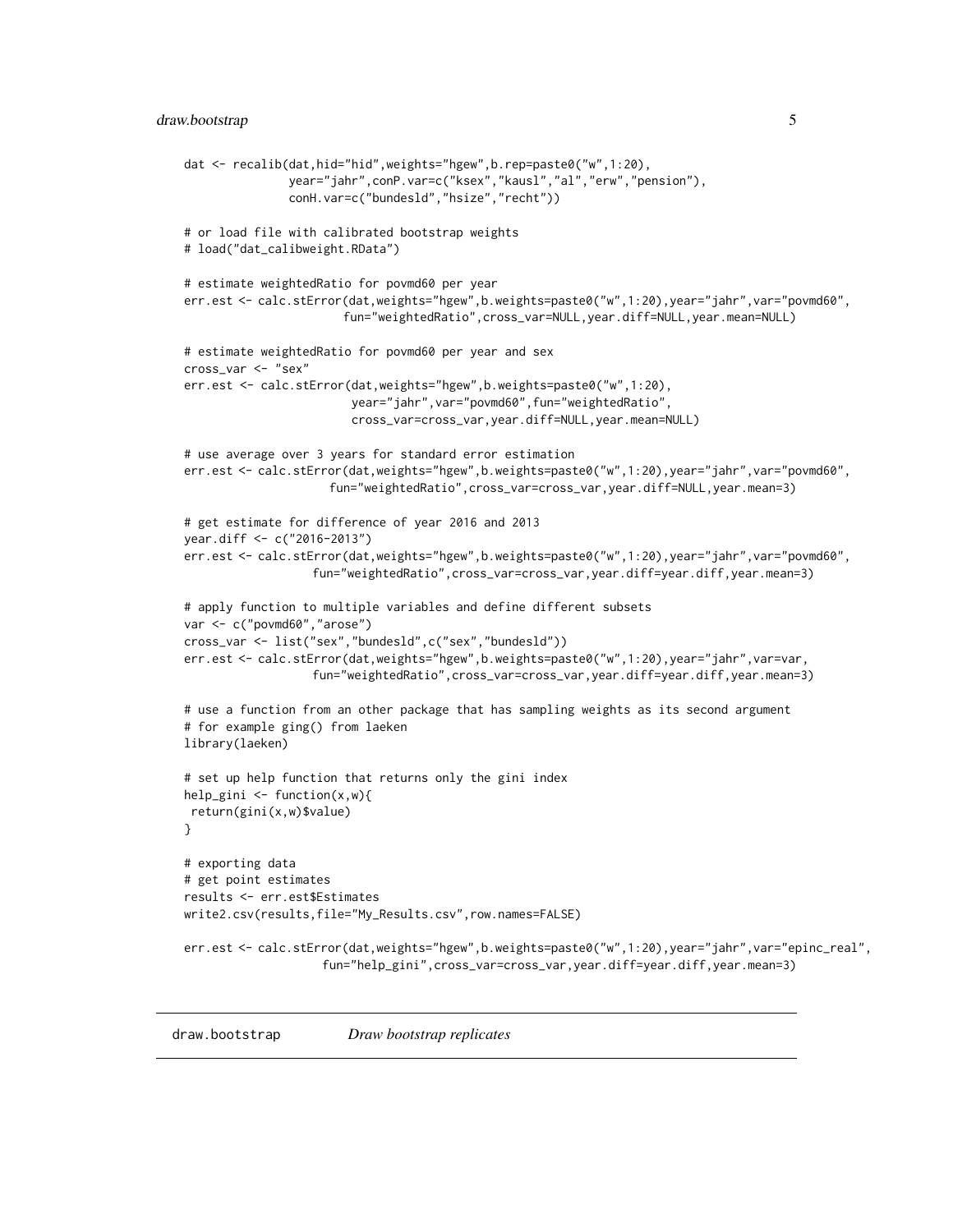```
dat <- recalib(dat,hid="hid",weights="hgew",b.rep=paste0("w",1:20),
               year="jahr",conP.var=c("ksex","kausl","al","erw","pension"),
               conH.var=c("bundesld","hsize","recht"))

# or load file with calibrated bootstrap weights
# load("dat_calibweight.RData")

# estimate weightedRatio for povmd60 per year
err.est <- calc.stError(dat,weights="hgew",b.weights=paste0("w",1:20),year="jahr",var="povmd60",
                        fun="weightedRatio",cross_var=NULL,year.diff=NULL,year.mean=NULL)

# estimate weightedRatio for povmd60 per year and sex
cross_var <- "sex"
err.est <- calc.stError(dat,weights="hgew",b.weights=paste0("w",1:20),
                        year="jahr",var="povmd60",fun="weightedRatio",
                        cross_var=cross_var,year.diff=NULL,year.mean=NULL)

# use average over 3 years for standard error estimation
err.est <- calc.stError(dat,weights="hgew",b.weights=paste0("w",1:20),year="jahr",var="povmd60",
                       fun="weightedRatio",cross_var=cross_var,year.diff=NULL,year.mean=3)

# get estimate for difference of year 2016 and 2013
year.diff <- c("2016-2013")
err.est <- calc.stError(dat,weights="hgew",b.weights=paste0("w",1:20),year="jahr",var="povmd60",
                    fun="weightedRatio",cross_var=cross_var,year.diff=year.diff,year.mean=3)

# apply function to multiple variables and define different subsets
var <- c("povmd60","arose")
cross_var <- list("sex","bundesld",c("sex","bundesld"))
err.est <- calc.stError(dat,weights="hgew",b.weights=paste0("w",1:20),year="jahr",var=var,
                    fun="weightedRatio",cross_var=cross_var,year.diff=year.diff,year.mean=3)

# use a function from an other package that has sampling weights as its second argument
# for example ging() from laeken
library(laeken)

# set up help function that returns only the gini index
help_gini <- function(x,w){
 return(gini(x,w)$value)
}

# exporting data
# get point estimates
results <- err.est$Estimates
write2.csv(results,file="My_Results.csv",row.names=FALSE)

err.est <- calc.stError(dat,weights="hgew",b.weights=paste0("w",1:20),year="jahr",var="epinc_real",
                      fun="help_gini",cross_var=cross_var,year.diff=year.diff,year.mean=3)
```

## draw.bootstrap *Draw bootstrap replicates*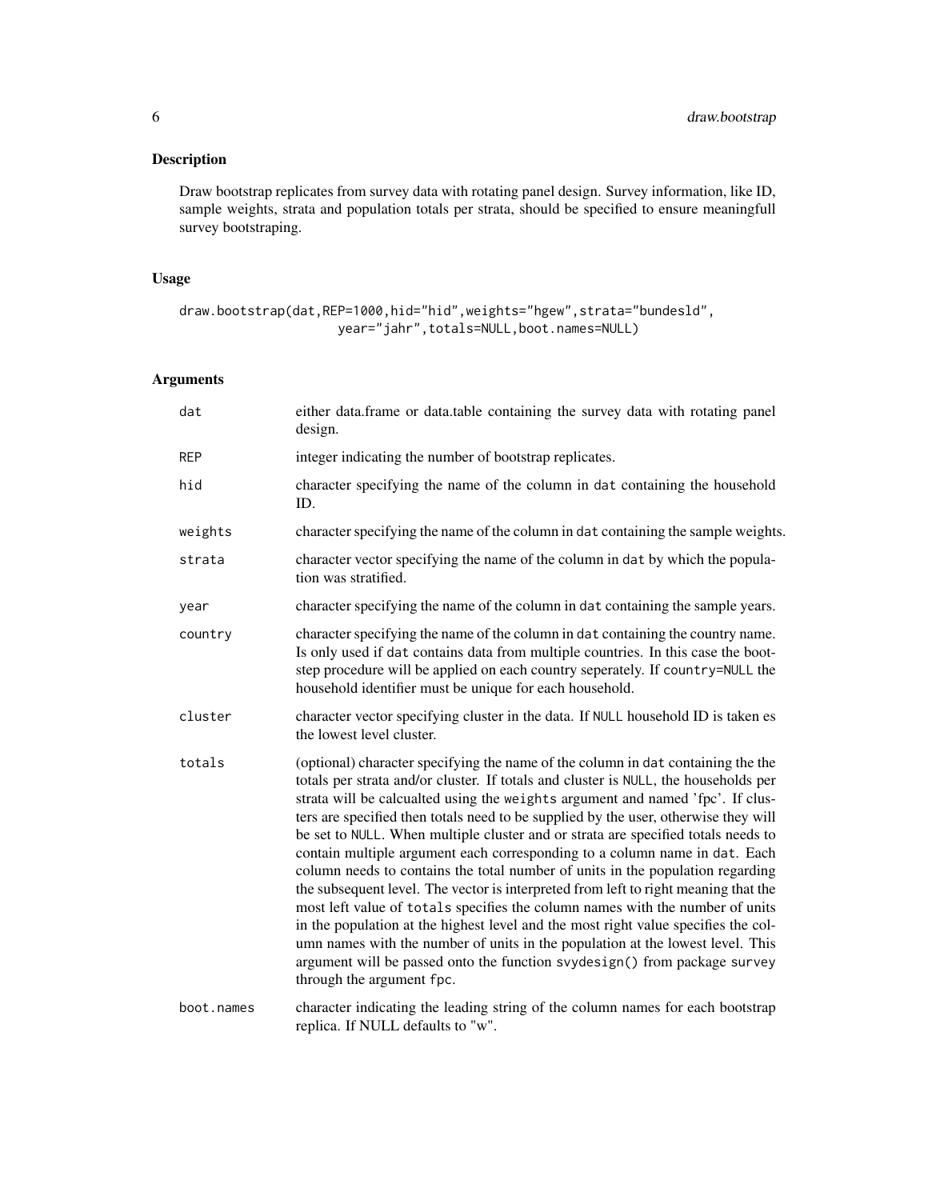## Description

Draw bootstrap replicates from survey data with rotating panel design. Survey information, like ID, sample weights, strata and population totals per strata, should be specified to ensure meaningfull survey bootstraping.

## Usage

```
draw.bootstrap(dat,REP=1000,hid="hid",weights="hgew",strata="bundesld",
                year="jahr",totals=NULL,boot.names=NULL)
```

## Arguments

| | |
|---|---|
| dat | either data.frame or data.table containing the survey data with rotating panel design. |
| REP | integer indicating the number of bootstrap replicates. |
| hid | character specifying the name of the column in dat containing the household ID. |
| weights | character specifying the name of the column in dat containing the sample weights. |
| strata | character vector specifying the name of the column in dat by which the population was stratified. |
| year | character specifying the name of the column in dat containing the sample years. |
| country | character specifying the name of the column in dat containing the country name. Is only used if dat contains data from multiple countries. In this case the bootstep procedure will be applied on each country seperately. If country=NULL the household identifier must be unique for each household. |
| cluster | character vector specifying cluster in the data. If NULL household ID is taken es the lowest level cluster. |
| totals | (optional) character specifying the name of the column in dat containing the the totals per strata and/or cluster. If totals and cluster is NULL, the households per strata will be calcualted using the weights argument and named 'fpc'. If clusters are specified then totals need to be supplied by the user, otherwise they will be set to NULL. When multiple cluster and or strata are specified totals needs to contain multiple argument each corresponding to a column name in dat. Each column needs to contains the total number of units in the population regarding the subsequent level. The vector is interpreted from left to right meaning that the most left value of totals specifies the column names with the number of units in the population at the highest level and the most right value specifies the column names with the number of units in the population at the lowest level. This argument will be passed onto the function svydesign() from package survey through the argument fpc. |
| boot.names | character indicating the leading string of the column names for each bootstrap replica. If NULL defaults to "w". |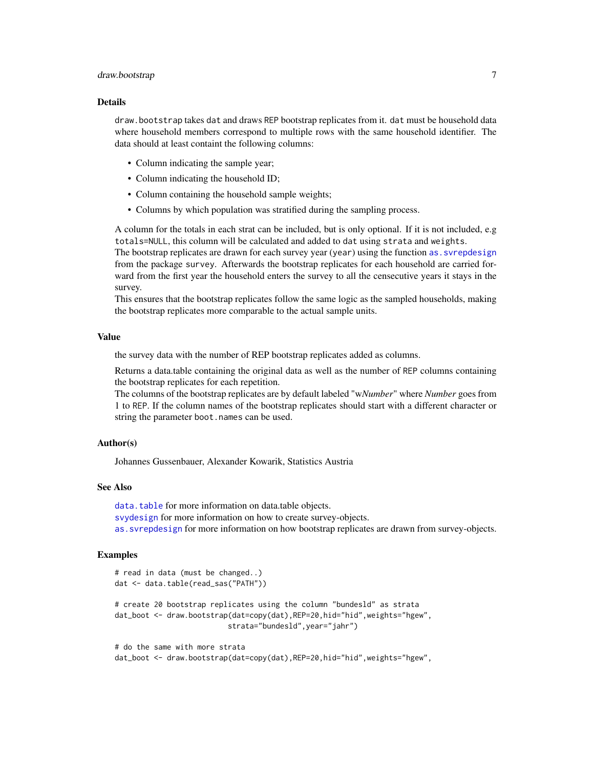## Details

draw.bootstrap takes dat and draws REP bootstrap replicates from it. dat must be household data where household members correspond to multiple rows with the same household identifier. The data should at least containt the following columns:

- Column indicating the sample year;
- Column indicating the household ID;
- Column containing the household sample weights;
- Columns by which population was stratified during the sampling process.

A column for the totals in each strat can be included, but is only optional. If it is not included, e.g totals=NULL, this column will be calculated and added to dat using strata and weights.
The bootstrap replicates are drawn for each survey year (year) using the function as.svrepdesign from the package survey. Afterwards the bootstrap replicates for each household are carried forward from the first year the household enters the survey to all the censecutive years it stays in the survey.
This ensures that the bootstrap replicates follow the same logic as the sampled households, making the bootstrap replicates more comparable to the actual sample units.

## Value

the survey data with the number of REP bootstrap replicates added as columns.

Returns a data.table containing the original data as well as the number of REP columns containing the bootstrap replicates for each repetition.
The columns of the bootstrap replicates are by default labeled "w*Number*" where *Number* goes from 1 to REP. If the column names of the bootstrap replicates should start with a different character or string the parameter boot.names can be used.

## Author(s)

Johannes Gussenbauer, Alexander Kowarik, Statistics Austria

## See Also

data.table for more information on data.table objects.
svydesign for more information on how to create survey-objects.
as.svrepdesign for more information on how bootstrap replicates are drawn from survey-objects.

## Examples

```
# read in data (must be changed..)
dat <- data.table(read_sas("PATH"))

# create 20 bootstrap replicates using the column "bundesld" as strata
dat_boot <- draw.bootstrap(dat=copy(dat),REP=20,hid="hid",weights="hgew",
                           strata="bundesld",year="jahr")

# do the same with more strata
dat_boot <- draw.bootstrap(dat=copy(dat),REP=20,hid="hid",weights="hgew",
```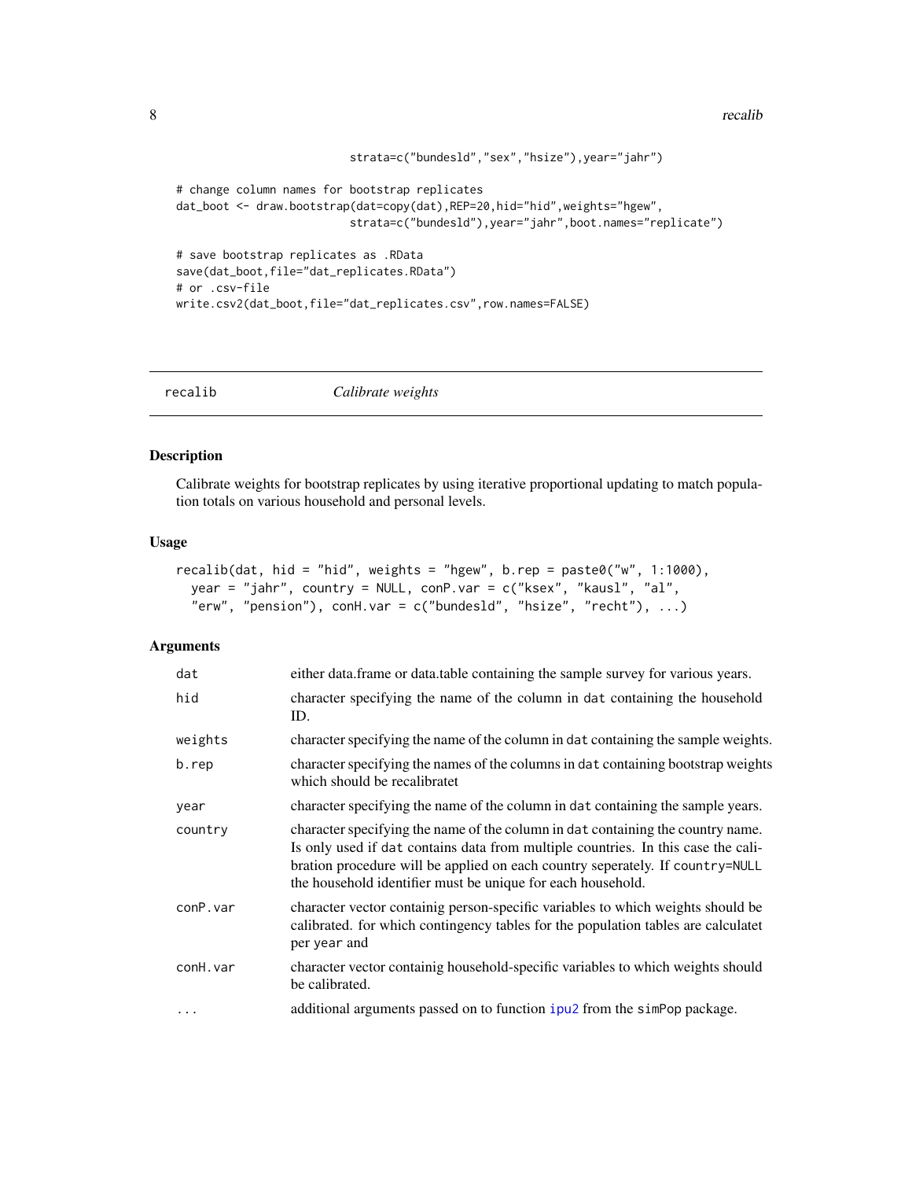```
                          strata=c("bundesld","sex","hsize"),year="jahr")

# change column names for bootstrap replicates
dat_boot <- draw.bootstrap(dat=copy(dat),REP=20,hid="hid",weights="hgew",
                          strata=c("bundesld"),year="jahr",boot.names="replicate")

# save bootstrap replicates as .RData
save(dat_boot,file="dat_replicates.RData")
# or .csv-file
write.csv2(dat_boot,file="dat_replicates.csv",row.names=FALSE)
```

## recalib    *Calibrate weights*

### Description

Calibrate weights for bootstrap replicates by using iterative proportional updating to match population totals on various household and personal levels.

### Usage

```
recalib(dat, hid = "hid", weights = "hgew", b.rep = paste0("w", 1:1000),
  year = "jahr", country = NULL, conP.var = c("ksex", "kausl", "al",
  "erw", "pension"), conH.var = c("bundesld", "hsize", "recht"), ...)
```

### Arguments

| | |
|---|---|
| `dat` | either data.frame or data.table containing the sample survey for various years. |
| `hid` | character specifying the name of the column in `dat` containing the household ID. |
| `weights` | character specifying the name of the column in `dat` containing the sample weights. |
| `b.rep` | character specifying the names of the columns in `dat` containing bootstrap weights which should be recalibratet |
| `year` | character specifying the name of the column in `dat` containing the sample years. |
| `country` | character specifying the name of the column in `dat` containing the country name. Is only used if `dat` contains data from multiple countries. In this case the calibration procedure will be applied on each country seperately. If `country=NULL` the household identifier must be unique for each household. |
| `conP.var` | character vector containig person-specific variables to which weights should be calibrated. for which contingency tables for the population tables are calculatet per `year` and |
| `conH.var` | character vector containig household-specific variables to which weights should be calibrated. |
| `...` | additional arguments passed on to function `ipu2` from the `simPop` package. |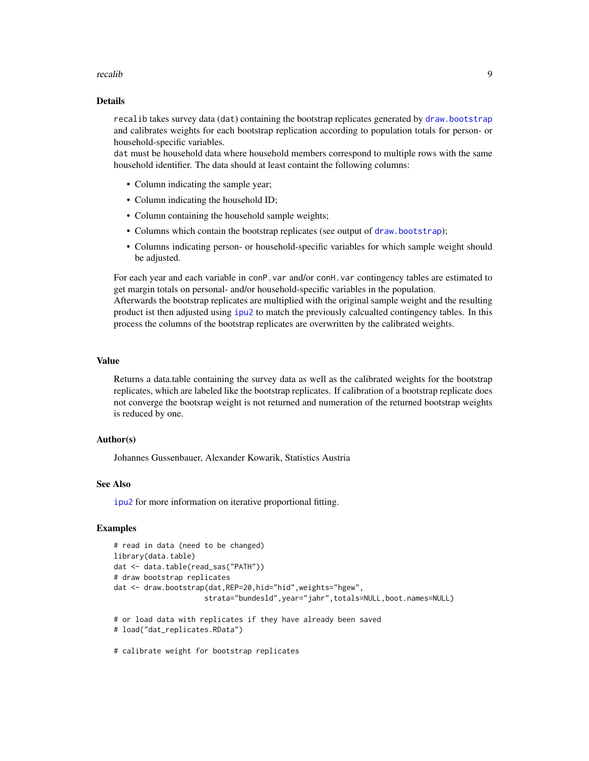## Details

`recalib` takes survey data (`dat`) containing the bootstrap replicates generated by `draw.bootstrap` and calibrates weights for each bootstrap replication according to population totals for person- or household-specific variables.
`dat` must be household data where household members correspond to multiple rows with the same household identifier. The data should at least containt the following columns:

- Column indicating the sample year;
- Column indicating the household ID;
- Column containing the household sample weights;
- Columns which contain the bootstrap replicates (see output of `draw.bootstrap`);
- Columns indicating person- or household-specific variables for which sample weight should be adjusted.

For each year and each variable in `conP.var` and/or `conH.var` contingency tables are estimated to get margin totals on personal- and/or household-specific variables in the population.
Afterwards the bootstrap replicates are multiplied with the original sample weight and the resulting product ist then adjusted using `ipu2` to match the previously calcualted contingency tables. In this process the columns of the bootstrap replicates are overwritten by the calibrated weights.

## Value

Returns a data.table containing the survey data as well as the calibrated weights for the bootstrap replicates, which are labeled like the bootstrap replicates. If calibration of a bootstrap replicate does not converge the bootsrap weight is not returned and numeration of the returned bootstrap weights is reduced by one.

## Author(s)

Johannes Gussenbauer, Alexander Kowarik, Statistics Austria

## See Also

`ipu2` for more information on iterative proportional fitting.

## Examples

```
# read in data (need to be changed)
library(data.table)
dat <- data.table(read_sas("PATH"))
# draw bootstrap replicates
dat <- draw.bootstrap(dat,REP=20,hid="hid",weights="hgew",
                      strata="bundesld",year="jahr",totals=NULL,boot.names=NULL)

# or load data with replicates if they have already been saved
# load("dat_replicates.RData")

# calibrate weight for bootstrap replicates
```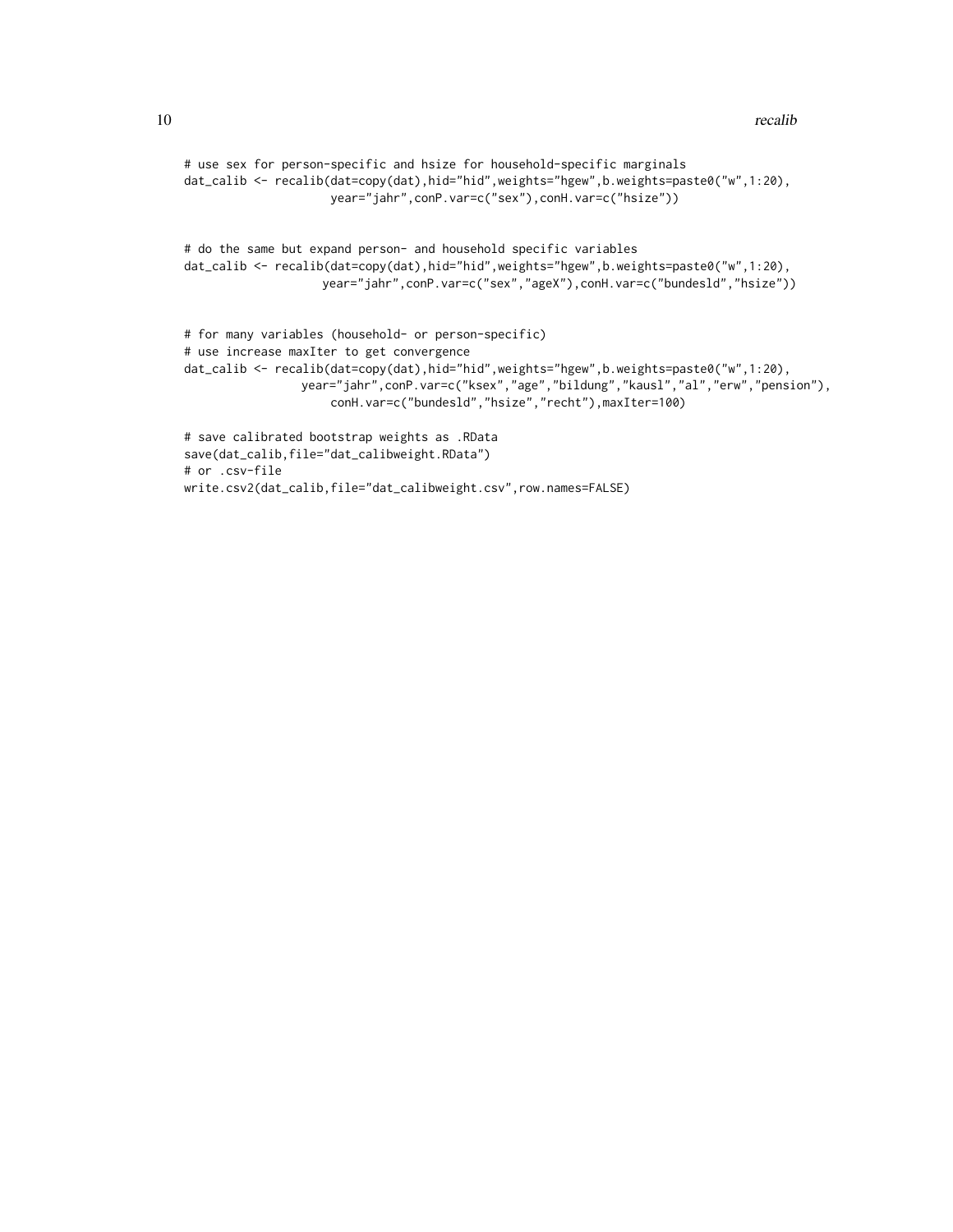```
# use sex for person-specific and hsize for household-specific marginals
dat_calib <- recalib(dat=copy(dat),hid="hid",weights="hgew",b.weights=paste0("w",1:20),
                     year="jahr",conP.var=c("sex"),conH.var=c("hsize"))


# do the same but expand person- and household specific variables
dat_calib <- recalib(dat=copy(dat),hid="hid",weights="hgew",b.weights=paste0("w",1:20),
                    year="jahr",conP.var=c("sex","ageX"),conH.var=c("bundesld","hsize"))


# for many variables (household- or person-specific)
# use increase maxIter to get convergence
dat_calib <- recalib(dat=copy(dat),hid="hid",weights="hgew",b.weights=paste0("w",1:20),
                 year="jahr",conP.var=c("ksex","age","bildung","kausl","al","erw","pension"),
                     conH.var=c("bundesld","hsize","recht"),maxIter=100)

# save calibrated bootstrap weights as .RData
save(dat_calib,file="dat_calibweight.RData")
# or .csv-file
write.csv2(dat_calib,file="dat_calibweight.csv",row.names=FALSE)
```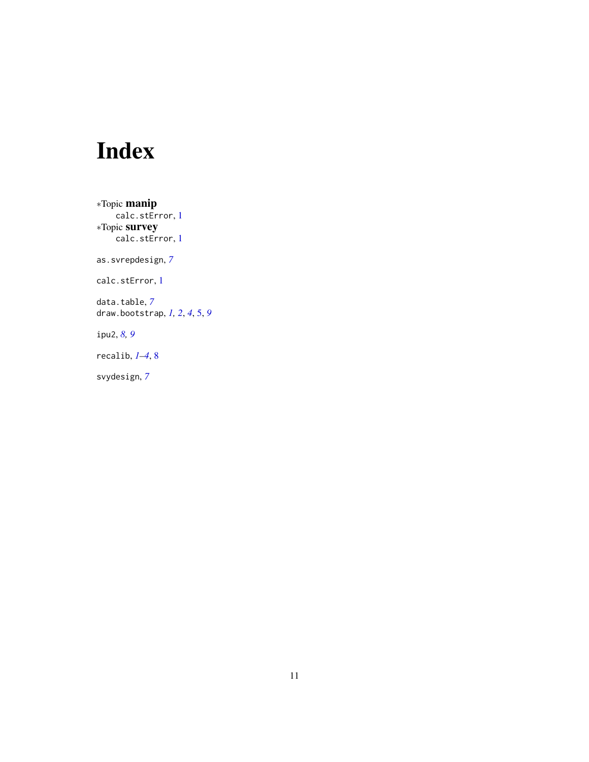# Index

∗Topic **manip**
    calc.stError, 1
∗Topic **survey**
    calc.stError, 1

as.svrepdesign, *7*

calc.stError, 1

data.table, *7*
draw.bootstrap, *1, 2*, *4*, 5, *9*

ipu2, *8, 9*

recalib, *1–4*, 8

svydesign, *7*